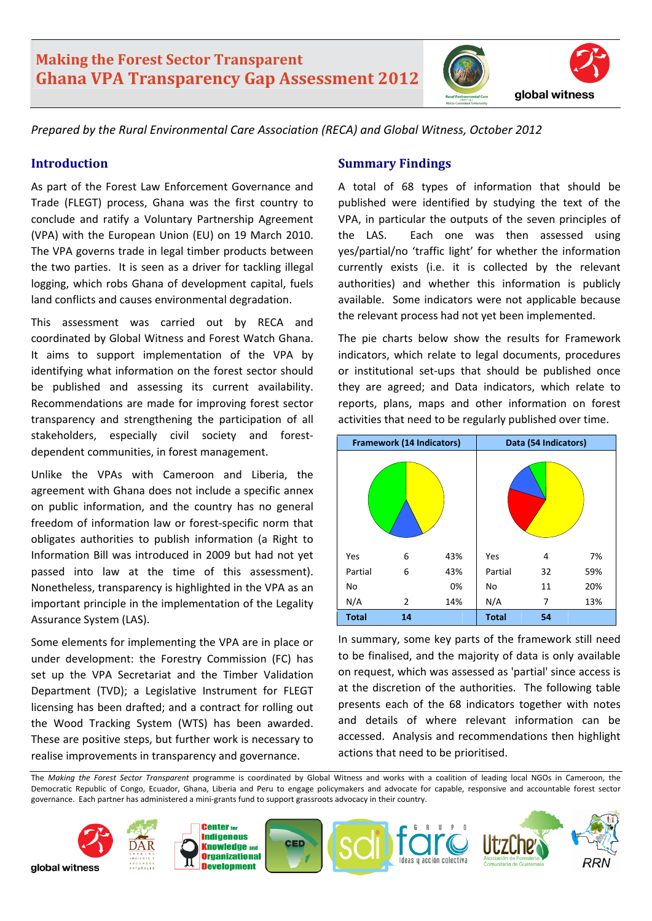# Making the Forest Sector Transparent
# Ghana VPA Transparency Gap Assessment 2012

*Prepared by the Rural Environmental Care Association (RECA) and Global Witness, October 2012*

## Introduction

As part of the Forest Law Enforcement Governance and Trade (FLEGT) process, Ghana was the first country to conclude and ratify a Voluntary Partnership Agreement (VPA) with the European Union (EU) on 19 March 2010. The VPA governs trade in legal timber products between the two parties. It is seen as a driver for tackling illegal logging, which robs Ghana of development capital, fuels land conflicts and causes environmental degradation.

This assessment was carried out by RECA and coordinated by Global Witness and Forest Watch Ghana. It aims to support implementation of the VPA by identifying what information on the forest sector should be published and assessing its current availability. Recommendations are made for improving forest sector transparency and strengthening the participation of all stakeholders, especially civil society and forest-dependent communities, in forest management.

Unlike the VPAs with Cameroon and Liberia, the agreement with Ghana does not include a specific annex on public information, and the country has no general freedom of information law or forest-specific norm that obligates authorities to publish information (a Right to Information Bill was introduced in 2009 but had not yet passed into law at the time of this assessment). Nonetheless, transparency is highlighted in the VPA as an important principle in the implementation of the Legality Assurance System (LAS).

Some elements for implementing the VPA are in place or under development: the Forestry Commission (FC) has set up the VPA Secretariat and the Timber Validation Department (TVD); a Legislative Instrument for FLEGT licensing has been drafted; and a contract for rolling out the Wood Tracking System (WTS) has been awarded. These are positive steps, but further work is necessary to realise improvements in transparency and governance.

## Summary Findings

A total of 68 types of information that should be published were identified by studying the text of the VPA, in particular the outputs of the seven principles of the LAS. Each one was then assessed using yes/partial/no 'traffic light' for whether the information currently exists (i.e. it is collected by the relevant authorities) and whether this information is publicly available. Some indicators were not applicable because the relevant process had not yet been implemented.

The pie charts below show the results for Framework indicators, which relate to legal documents, procedures or institutional set-ups that should be published once they are agreed; and Data indicators, which relate to reports, plans, maps and other information on forest activities that need to be regularly published over time.

| Framework (14 Indicators) | | | Data (54 Indicators) | | |
|---|---|---|---|---|---|
| Yes | 6 | 43% | Yes | 4 | 7% |
| Partial | 6 | 43% | Partial | 32 | 59% |
| No | | 0% | No | 11 | 20% |
| N/A | 2 | 14% | N/A | 7 | 13% |
| **Total** | **14** | | **Total** | **54** | |

In summary, some key parts of the framework still need to be finalised, and the majority of data is only available on request, which was assessed as 'partial' since access is at the discretion of the authorities. The following table presents each of the 68 indicators together with notes and details of where relevant information can be accessed. Analysis and recommendations then highlight actions that need to be prioritised.

The *Making the Forest Sector Transparent* programme is coordinated by Global Witness and works with a coalition of leading local NGOs in Cameroon, the Democratic Republic of Congo, Ecuador, Ghana, Liberia and Peru to engage policymakers and advocate for capable, responsive and accountable forest sector governance. Each partner has administered a mini-grants fund to support grassroots advocacy in their country.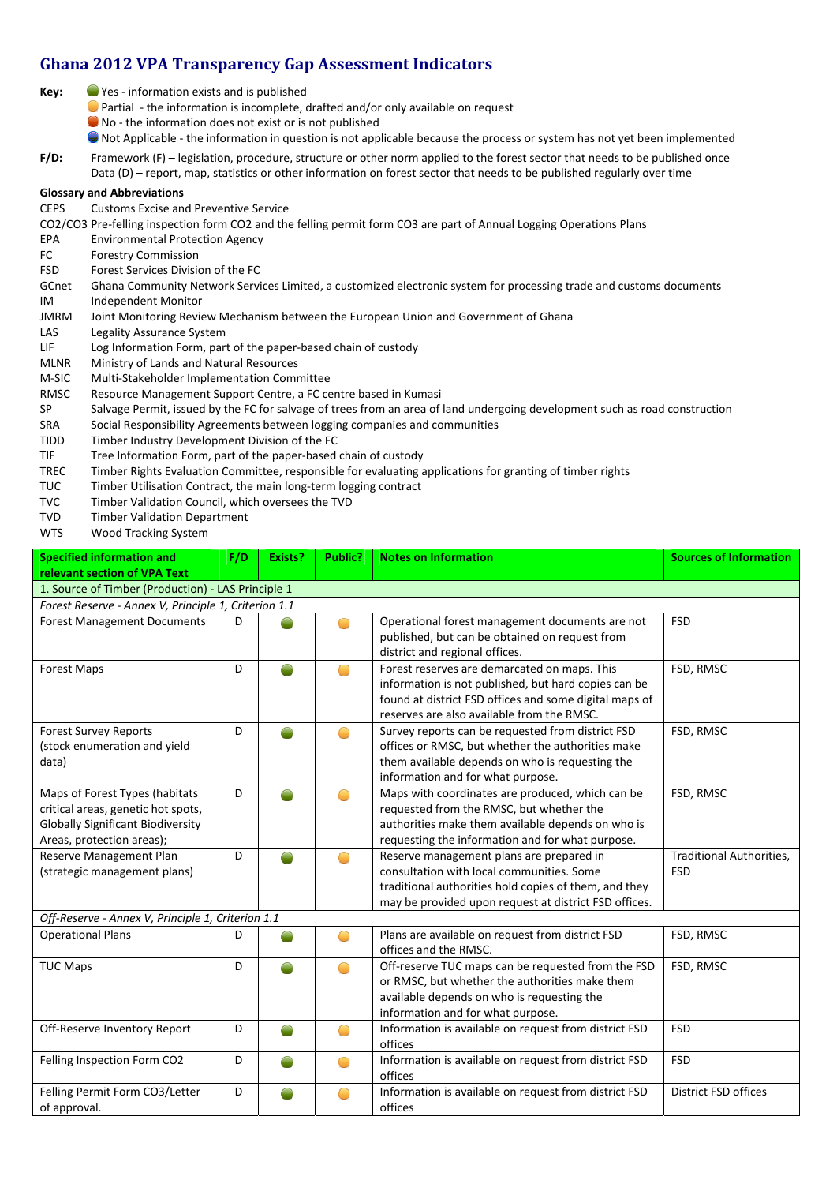## Ghana 2012 VPA Transparency Gap Assessment Indicators

**Key:**
- 🟢 Yes - information exists and is published
- 🟠 Partial - the information is incomplete, drafted and/or only available on request
- 🔴 No - the information does not exist or is not published
- 🔵 Not Applicable - the information in question is not applicable because the process or system has not yet been implemented

**F/D:** Framework (F) – legislation, procedure, structure or other norm applied to the forest sector that needs to be published once
Data (D) – report, map, statistics or other information on forest sector that needs to be published regularly over time

**Glossary and Abbreviations**

| | |
|---|---|
| CEPS | Customs Excise and Preventive Service |
| CO2/CO3 | Pre-felling inspection form CO2 and the felling permit form CO3 are part of Annual Logging Operations Plans |
| EPA | Environmental Protection Agency |
| FC | Forestry Commission |
| FSD | Forest Services Division of the FC |
| GCnet | Ghana Community Network Services Limited, a customized electronic system for processing trade and customs documents |
| IM | Independent Monitor |
| JMRM | Joint Monitoring Review Mechanism between the European Union and Government of Ghana |
| LAS | Legality Assurance System |
| LIF | Log Information Form, part of the paper-based chain of custody |
| MLNR | Ministry of Lands and Natural Resources |
| M-SIC | Multi-Stakeholder Implementation Committee |
| RMSC | Resource Management Support Centre, a FC centre based in Kumasi |
| SP | Salvage Permit, issued by the FC for salvage of trees from an area of land undergoing development such as road construction |
| SRA | Social Responsibility Agreements between logging companies and communities |
| TIDD | Timber Industry Development Division of the FC |
| TIF | Tree Information Form, part of the paper-based chain of custody |
| TREC | Timber Rights Evaluation Committee, responsible for evaluating applications for granting of timber rights |
| TUC | Timber Utilisation Contract, the main long-term logging contract |
| TVC | Timber Validation Council, which oversees the TVD |
| TVD | Timber Validation Department |
| WTS | Wood Tracking System |

| Specified information and relevant section of VPA Text | F/D | Exists? | Public? | Notes on Information | Sources of Information |
|---|---|---|---|---|---|
| 1. Source of Timber (Production) - LAS Principle 1 | | | | | |
| *Forest Reserve - Annex V, Principle 1, Criterion 1.1* | | | | | |
| Forest Management Documents | D | 🟢 | 🟠 | Operational forest management documents are not published, but can be obtained on request from district and regional offices. | FSD |
| Forest Maps | D | 🟢 | 🟠 | Forest reserves are demarcated on maps. This information is not published, but hard copies can be found at district FSD offices and some digital maps of reserves are also available from the RMSC. | FSD, RMSC |
| Forest Survey Reports (stock enumeration and yield data) | D | 🟢 | 🟠 | Survey reports can be requested from district FSD offices or RMSC, but whether the authorities make them available depends on who is requesting the information and for what purpose. | FSD, RMSC |
| Maps of Forest Types (habitats critical areas, genetic hot spots, Globally Significant Biodiversity Areas, protection areas); | D | 🟢 | 🟠 | Maps with coordinates are produced, which can be requested from the RMSC, but whether the authorities make them available depends on who is requesting the information and for what purpose. | FSD, RMSC |
| Reserve Management Plan (strategic management plans) | D | 🟢 | 🟠 | Reserve management plans are prepared in consultation with local communities. Some traditional authorities hold copies of them, and they may be provided upon request at district FSD offices. | Traditional Authorities, FSD |
| *Off-Reserve - Annex V, Principle 1, Criterion 1.1* | | | | | |
| Operational Plans | D | 🟢 | 🟠 | Plans are available on request from district FSD offices and the RMSC. | FSD, RMSC |
| TUC Maps | D | 🟢 | 🟠 | Off-reserve TUC maps can be requested from the FSD or RMSC, but whether the authorities make them available depends on who is requesting the information and for what purpose. | FSD, RMSC |
| Off-Reserve Inventory Report | D | 🟢 | 🟠 | Information is available on request from district FSD offices | FSD |
| Felling Inspection Form CO2 | D | 🟢 | 🟠 | Information is available on request from district FSD offices | FSD |
| Felling Permit Form CO3/Letter of approval. | D | 🟢 | 🟠 | Information is available on request from district FSD offices | District FSD offices |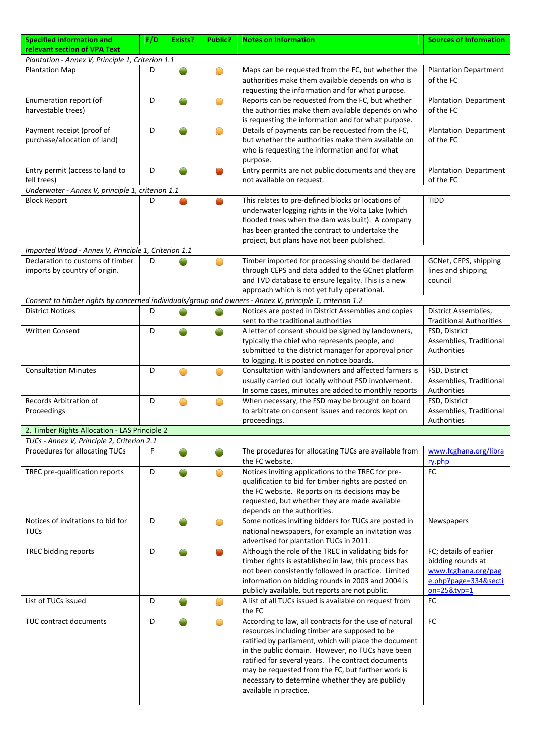| Specified information and relevant section of VPA Text | F/D | Exists? | Public? | Notes on Information | Sources of Information |
|---|---|---|---|---|---|
| *Plantation - Annex V, Principle 1, Criterion 1.1* | | | | | |
| Plantation Map | D | 🟢 | 🟠 | Maps can be requested from the FC, but whether the authorities make them available depends on who is requesting the information and for what purpose. | Plantation Department of the FC |
| Enumeration report (of harvestable trees) | D | 🟢 | 🟠 | Reports can be requested from the FC, but whether the authorities make them available depends on who is requesting the information and for what purpose. | Plantation Department of the FC |
| Payment receipt (proof of purchase/allocation of land) | D | 🟢 | 🟠 | Details of payments can be requested from the FC, but whether the authorities make them available on who is requesting the information and for what purpose. | Plantation Department of the FC |
| Entry permit (access to land to fell trees) | D | 🟢 | 🔴 | Entry permits are not public documents and they are not available on request. | Plantation Department of the FC |
| *Underwater - Annex V, principle 1, criterion 1.1* | | | | | |
| Block Report | D | 🔴 | 🔴 | This relates to pre-defined blocks or locations of underwater logging rights in the Volta Lake (which flooded trees when the dam was built). A company has been granted the contract to undertake the project, but plans have not been published. | TIDD |
| *Imported Wood - Annex V, Principle 1, Criterion 1.1* | | | | | |
| Declaration to customs of timber imports by country of origin. | D | 🟢 | 🟠 | Timber imported for processing should be declared through CEPS and data added to the GCnet platform and TVD database to ensure legality. This is a new approach which is not yet fully operational. | GCNet, CEPS, shipping lines and shipping council |
| *Consent to timber rights by concerned individuals/group and owners - Annex V, principle 1, criterion 1.2* | | | | | |
| District Notices | D | 🟢 | 🟢 | Notices are posted in District Assemblies and copies sent to the traditional authorities | District Assemblies, Traditional Authorities |
| Written Consent | D | 🟢 | 🟢 | A letter of consent should be signed by landowners, typically the chief who represents people, and submitted to the district manager for approval prior to logging. It is posted on notice boards. | FSD, District Assemblies, Traditional Authorities |
| Consultation Minutes | D | 🟠 | 🟠 | Consultation with landowners and affected farmers is usually carried out locally without FSD involvement. In some cases, minutes are added to monthly reports | FSD, District Assemblies, Traditional Authorities |
| Records Arbitration of Proceedings | D | 🟠 | 🟠 | When necessary, the FSD may be brought on board to arbitrate on consent issues and records kept on proceedings. | FSD, District Assemblies, Traditional Authorities |
| 2. Timber Rights Allocation - LAS Principle 2 | | | | | |
| *TUCs - Annex V, Principle 2, Criterion 2.1* | | | | | |
| Procedures for allocating TUCs | F | 🟢 | 🟢 | The procedures for allocating TUCs are available from the FC website. | www.fcghana.org/library.php |
| TREC pre-qualification reports | D | 🟢 | 🟠 | Notices inviting applications to the TREC for pre-qualification to bid for timber rights are posted on the FC website. Reports on its decisions may be requested, but whether they are made available depends on the authorities. | FC |
| Notices of invitations to bid for TUCs | D | 🟢 | 🟠 | Some notices inviting bidders for TUCs are posted in national newspapers, for example an invitation was advertised for plantation TUCs in 2011. | Newspapers |
| TREC bidding reports | D | 🟢 | 🔴 | Although the role of the TREC in validating bids for timber rights is established in law, this process has not been consistently followed in practice. Limited information on bidding rounds in 2003 and 2004 is publicly available, but reports are not public. | FC; details of earlier bidding rounds at www.fcghana.org/page.php?page=334&section=25&typ=1 |
| List of TUCs issued | D | 🟢 | 🟠 | A list of all TUCs issued is available on request from the FC | FC |
| TUC contract documents | D | 🟢 | 🟠 | According to law, all contracts for the use of natural resources including timber are supposed to be ratified by parliament, which will place the document in the public domain. However, no TUCs have been ratified for several years. The contract documents may be requested from the FC, but further work is necessary to determine whether they are publicly available in practice. | FC |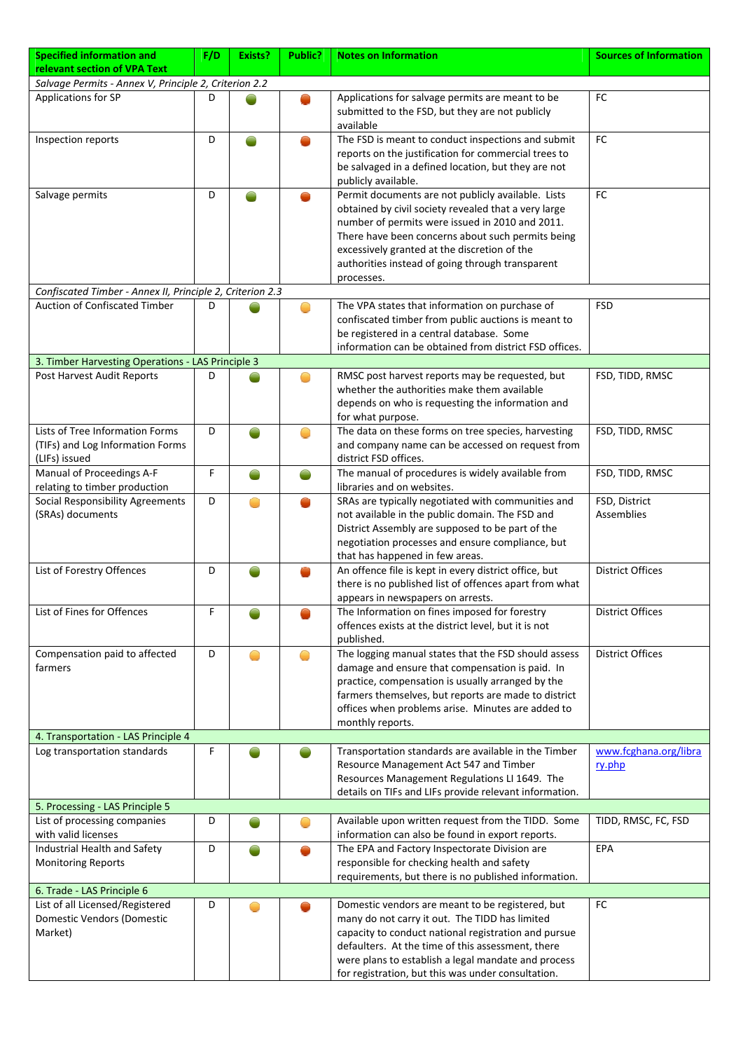| Specified information and relevant section of VPA Text | F/D | Exists? | Public? | Notes on Information | Sources of Information |
|---|---|---|---|---|---|
| *Salvage Permits - Annex V, Principle 2, Criterion 2.2* | | | | | |
| Applications for SP | D | Green | Red | Applications for salvage permits are meant to be submitted to the FSD, but they are not publicly available | FC |
| Inspection reports | D | Green | Red | The FSD is meant to conduct inspections and submit reports on the justification for commercial trees to be salvaged in a defined location, but they are not publicly available. | FC |
| Salvage permits | D | Green | Red | Permit documents are not publicly available. Lists obtained by civil society revealed that a very large number of permits were issued in 2010 and 2011. There have been concerns about such permits being excessively granted at the discretion of the authorities instead of going through transparent processes. | FC |
| *Confiscated Timber - Annex II, Principle 2, Criterion 2.3* | | | | | |
| Auction of Confiscated Timber | D | Green | Amber | The VPA states that information on purchase of confiscated timber from public auctions is meant to be registered in a central database. Some information can be obtained from district FSD offices. | FSD |
| 3. Timber Harvesting Operations - LAS Principle 3 | | | | | |
| Post Harvest Audit Reports | D | Green | Amber | RMSC post harvest reports may be requested, but whether the authorities make them available depends on who is requesting the information and for what purpose. | FSD, TIDD, RMSC |
| Lists of Tree Information Forms (TIFs) and Log Information Forms (LIFs) issued | D | Green | Amber | The data on these forms on tree species, harvesting and company name can be accessed on request from district FSD offices. | FSD, TIDD, RMSC |
| Manual of Proceedings A-F relating to timber production | F | Green | Green | The manual of procedures is widely available from libraries and on websites. | FSD, TIDD, RMSC |
| Social Responsibility Agreements (SRAs) documents | D | Amber | Red | SRAs are typically negotiated with communities and not available in the public domain. The FSD and District Assembly are supposed to be part of the negotiation processes and ensure compliance, but that has happened in few areas. | FSD, District Assemblies |
| List of Forestry Offences | D | Green | Red | An offence file is kept in every district office, but there is no published list of offences apart from what appears in newspapers on arrests. | District Offices |
| List of Fines for Offences | F | Green | Red | The Information on fines imposed for forestry offences exists at the district level, but it is not published. | District Offices |
| Compensation paid to affected farmers | D | Amber | Amber | The logging manual states that the FSD should assess damage and ensure that compensation is paid. In practice, compensation is usually arranged by the farmers themselves, but reports are made to district offices when problems arise. Minutes are added to monthly reports. | District Offices |
| 4. Transportation - LAS Principle 4 | | | | | |
| Log transportation standards | F | Green | Green | Transportation standards are available in the Timber Resource Management Act 547 and Timber Resources Management Regulations LI 1649. The details on TIFs and LIFs provide relevant information. | www.fcghana.org/library.php |
| 5. Processing - LAS Principle 5 | | | | | |
| List of processing companies with valid licenses | D | Green | Amber | Available upon written request from the TIDD. Some information can also be found in export reports. | TIDD, RMSC, FC, FSD |
| Industrial Health and Safety Monitoring Reports | D | Green | Red | The EPA and Factory Inspectorate Division are responsible for checking health and safety requirements, but there is no published information. | EPA |
| 6. Trade - LAS Principle 6 | | | | | |
| List of all Licensed/Registered Domestic Vendors (Domestic Market) | D | Amber | Red | Domestic vendors are meant to be registered, but many do not carry it out. The TIDD has limited capacity to conduct national registration and pursue defaulters. At the time of this assessment, there were plans to establish a legal mandate and process for registration, but this was under consultation. | FC |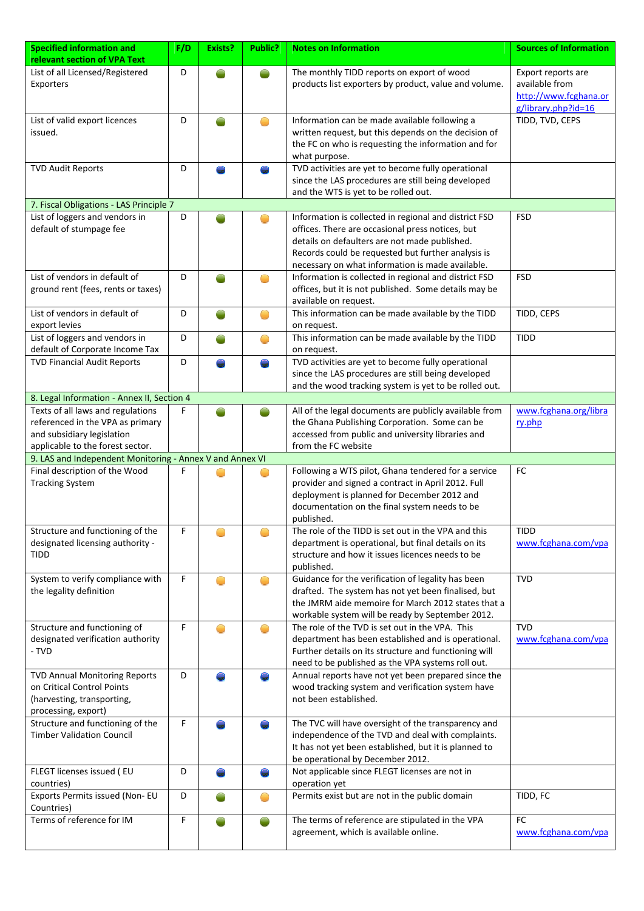| Specified information and relevant section of VPA Text | F/D | Exists? | Public? | Notes on Information | Sources of Information |
|---|---|---|---|---|---|
| List of all Licensed/Registered Exporters | D | Green | Green | The monthly TIDD reports on export of wood products list exporters by product, value and volume. | Export reports are available from http://www.fcghana.org/library.php?id=16 |
| List of valid export licences issued. | D | Green | Amber | Information can be made available following a written request, but this depends on the decision of the FC on who is requesting the information and for what purpose. | TIDD, TVD, CEPS |
| TVD Audit Reports | D | Blue | Blue | TVD activities are yet to become fully operational since the LAS procedures are still being developed and the WTS is yet to be rolled out. | |
| 7. Fiscal Obligations - LAS Principle 7 | | | | | |
| List of loggers and vendors in default of stumpage fee | D | Green | Amber | Information is collected in regional and district FSD offices. There are occasional press notices, but details on defaulters are not made published. Records could be requested but further analysis is necessary on what information is made available. | FSD |
| List of vendors in default of ground rent (fees, rents or taxes) | D | Green | Amber | Information is collected in regional and district FSD offices, but it is not published. Some details may be available on request. | FSD |
| List of vendors in default of export levies | D | Green | Amber | This information can be made available by the TIDD on request. | TIDD, CEPS |
| List of loggers and vendors in default of Corporate Income Tax | D | Green | Amber | This information can be made available by the TIDD on request. | TIDD |
| TVD Financial Audit Reports | D | Blue | Blue | TVD activities are yet to become fully operational since the LAS procedures are still being developed and the wood tracking system is yet to be rolled out. | |
| 8. Legal Information - Annex II, Section 4 | | | | | |
| Texts of all laws and regulations referenced in the VPA as primary and subsidiary legislation applicable to the forest sector. | F | Green | Green | All of the legal documents are publicly available from the Ghana Publishing Corporation. Some can be accessed from public and university libraries and from the FC website | www.fcghana.org/library.php |
| 9. LAS and Independent Monitoring - Annex V and Annex VI | | | | | |
| Final description of the Wood Tracking System | F | Amber | Amber | Following a WTS pilot, Ghana tendered for a service provider and signed a contract in April 2012. Full deployment is planned for December 2012 and documentation on the final system needs to be published. | FC |
| Structure and functioning of the designated licensing authority - TIDD | F | Amber | Amber | The role of the TIDD is set out in the VPA and this department is operational, but final details on its structure and how it issues licences needs to be published. | TIDD www.fcghana.com/vpa |
| System to verify compliance with the legality definition | F | Amber | Amber | Guidance for the verification of legality has been drafted. The system has not yet been finalised, but the JMRM aide memoire for March 2012 states that a workable system will be ready by September 2012. | TVD |
| Structure and functioning of designated verification authority - TVD | F | Amber | Amber | The role of the TVD is set out in the VPA. This department has been established and is operational. Further details on its structure and functioning will need to be published as the VPA systems roll out. | TVD www.fcghana.com/vpa |
| TVD Annual Monitoring Reports on Critical Control Points (harvesting, transporting, processing, export) | D | Blue | Blue | Annual reports have not yet been prepared since the wood tracking system and verification system have not been established. | |
| Structure and functioning of the Timber Validation Council | F | Blue | Blue | The TVC will have oversight of the transparency and independence of the TVD and deal with complaints. It has not yet been established, but it is planned to be operational by December 2012. | |
| FLEGT licenses issued ( EU countries) | D | Blue | Blue | Not applicable since FLEGT licenses are not in operation yet | |
| Exports Permits issued (Non- EU Countries) | D | Green | Amber | Permits exist but are not in the public domain | TIDD, FC |
| Terms of reference for IM | F | Green | Green | The terms of reference are stipulated in the VPA agreement, which is available online. | FC www.fcghana.com/vpa |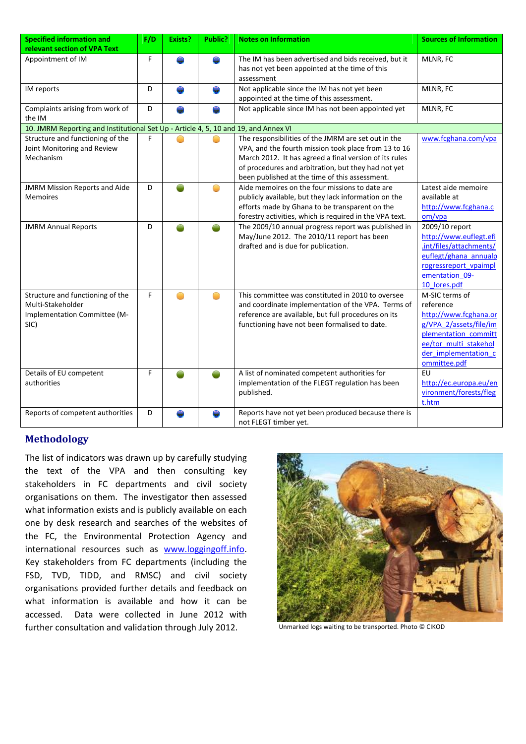| Specified information and relevant section of VPA Text | F/D | Exists? | Public? | Notes on Information | Sources of Information |
|---|---|---|---|---|---|
| Appointment of IM | F | Blue | Blue | The IM has been advertised and bids received, but it has not yet been appointed at the time of this assessment | MLNR, FC |
| IM reports | D | Blue | Blue | Not applicable since the IM has not yet been appointed at the time of this assessment. | MLNR, FC |
| Complaints arising from work of the IM | D | Blue | Blue | Not applicable since IM has not been appointed yet | MLNR, FC |
| 10. JMRM Reporting and Institutional Set Up - Article 4, 5, 10 and 19, and Annex VI | | | | | |
| Structure and functioning of the Joint Monitoring and Review Mechanism | F | Orange | Orange | The responsibilities of the JMRM are set out in the VPA, and the fourth mission took place from 13 to 16 March 2012. It has agreed a final version of its rules of procedures and arbitration, but they had not yet been published at the time of this assessment. | www.fcghana.com/vpa |
| JMRM Mission Reports and Aide Memoires | D | Green | Orange | Aide memoires on the four missions to date are publicly available, but they lack information on the efforts made by Ghana to be transparent on the forestry activities, which is required in the VPA text. | Latest aide memoire available at http://www.fcghana.com/vpa |
| JMRM Annual Reports | D | Green | Green | The 2009/10 annual progress report was published in May/June 2012. The 2010/11 report has been drafted and is due for publication. | 2009/10 report http://www.euflegt.efi.int/files/attachments/euflegt/ghana_annualprogressreport_vpaimplementation_09-10_lores.pdf |
| Structure and functioning of the Multi-Stakeholder Implementation Committee (M-SIC) | F | Orange | Orange | This committee was constituted in 2010 to oversee and coordinate implementation of the VPA. Terms of reference are available, but full procedures on its functioning have not been formalised to date. | M-SIC terms of reference http://www.fcghana.org/VPA_2/assets/file/implementation_committee/tor_multi_stakeholder_implementation_committee.pdf |
| Details of EU competent authorities | F | Green | Green | A list of nominated competent authorities for implementation of the FLEGT regulation has been published. | EU http://ec.europa.eu/environment/forests/flegt.htm |
| Reports of competent authorities | D | Blue | Blue | Reports have not yet been produced because there is not FLEGT timber yet. | |

## Methodology

The list of indicators was drawn up by carefully studying the text of the VPA and then consulting key stakeholders in FC departments and civil society organisations on them. The investigator then assessed what information exists and is publicly available on each one by desk research and searches of the websites of the FC, the Environmental Protection Agency and international resources such as www.loggingoff.info. Key stakeholders from FC departments (including the FSD, TVD, TIDD, and RMSC) and civil society organisations provided further details and feedback on what information is available and how it can be accessed. Data were collected in June 2012 with further consultation and validation through July 2012.

Unmarked logs waiting to be transported. Photo © CIKOD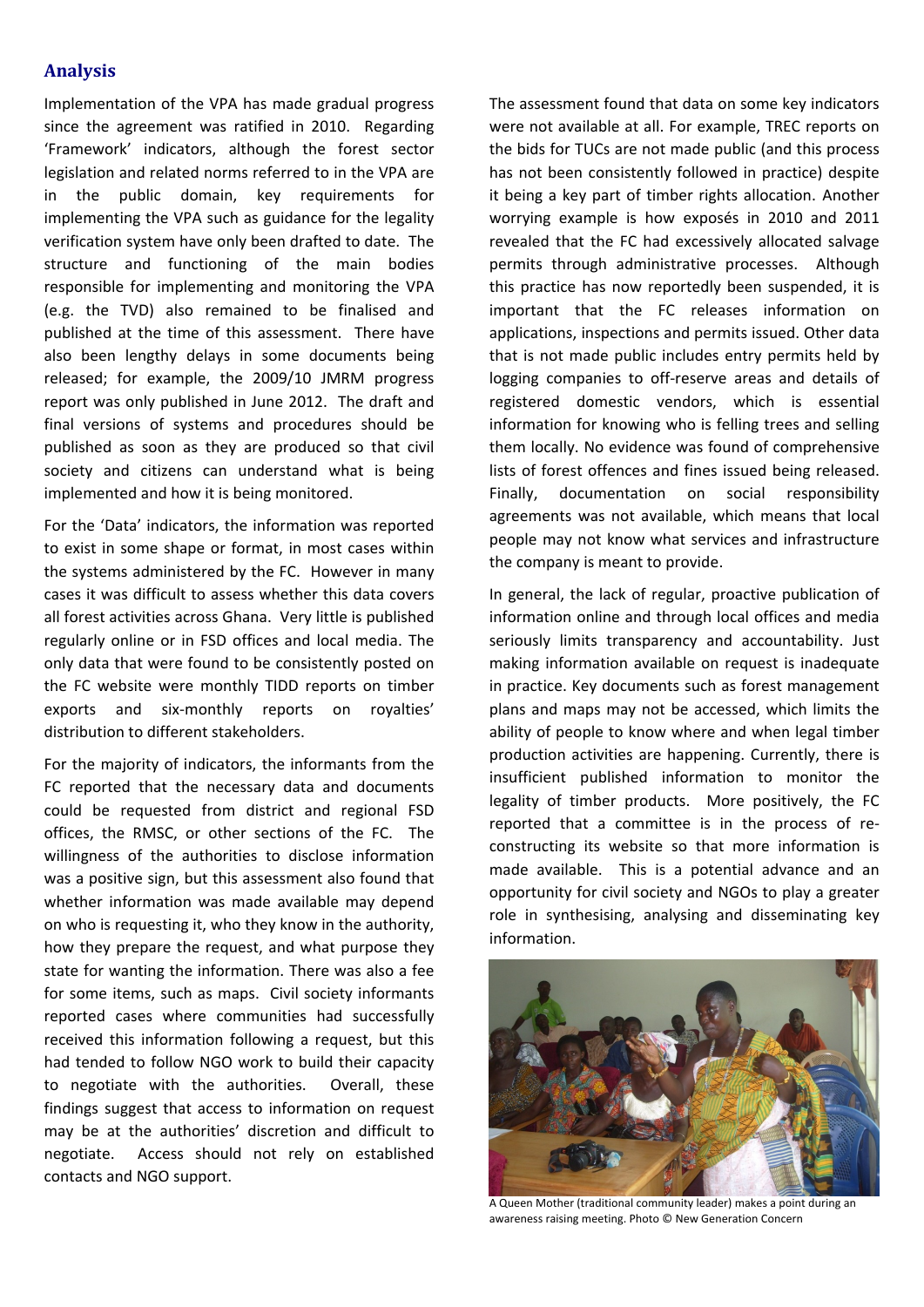## Analysis

Implementation of the VPA has made gradual progress since the agreement was ratified in 2010. Regarding 'Framework' indicators, although the forest sector legislation and related norms referred to in the VPA are in the public domain, key requirements for implementing the VPA such as guidance for the legality verification system have only been drafted to date. The structure and functioning of the main bodies responsible for implementing and monitoring the VPA (e.g. the TVD) also remained to be finalised and published at the time of this assessment. There have also been lengthy delays in some documents being released; for example, the 2009/10 JMRM progress report was only published in June 2012. The draft and final versions of systems and procedures should be published as soon as they are produced so that civil society and citizens can understand what is being implemented and how it is being monitored.

For the 'Data' indicators, the information was reported to exist in some shape or format, in most cases within the systems administered by the FC. However in many cases it was difficult to assess whether this data covers all forest activities across Ghana. Very little is published regularly online or in FSD offices and local media. The only data that were found to be consistently posted on the FC website were monthly TIDD reports on timber exports and six-monthly reports on royalties' distribution to different stakeholders.

For the majority of indicators, the informants from the FC reported that the necessary data and documents could be requested from district and regional FSD offices, the RMSC, or other sections of the FC. The willingness of the authorities to disclose information was a positive sign, but this assessment also found that whether information was made available may depend on who is requesting it, who they know in the authority, how they prepare the request, and what purpose they state for wanting the information. There was also a fee for some items, such as maps. Civil society informants reported cases where communities had successfully received this information following a request, but this had tended to follow NGO work to build their capacity to negotiate with the authorities. Overall, these findings suggest that access to information on request may be at the authorities' discretion and difficult to negotiate. Access should not rely on established contacts and NGO support.

The assessment found that data on some key indicators were not available at all. For example, TREC reports on the bids for TUCs are not made public (and this process has not been consistently followed in practice) despite it being a key part of timber rights allocation. Another worrying example is how exposés in 2010 and 2011 revealed that the FC had excessively allocated salvage permits through administrative processes. Although this practice has now reportedly been suspended, it is important that the FC releases information on applications, inspections and permits issued. Other data that is not made public includes entry permits held by logging companies to off-reserve areas and details of registered domestic vendors, which is essential information for knowing who is felling trees and selling them locally. No evidence was found of comprehensive lists of forest offences and fines issued being released. Finally, documentation on social responsibility agreements was not available, which means that local people may not know what services and infrastructure the company is meant to provide.

In general, the lack of regular, proactive publication of information online and through local offices and media seriously limits transparency and accountability. Just making information available on request is inadequate in practice. Key documents such as forest management plans and maps may not be accessed, which limits the ability of people to know where and when legal timber production activities are happening. Currently, there is insufficient published information to monitor the legality of timber products. More positively, the FC reported that a committee is in the process of re-constructing its website so that more information is made available. This is a potential advance and an opportunity for civil society and NGOs to play a greater role in synthesising, analysing and disseminating key information.

A Queen Mother (traditional community leader) makes a point during an awareness raising meeting. Photo © New Generation Concern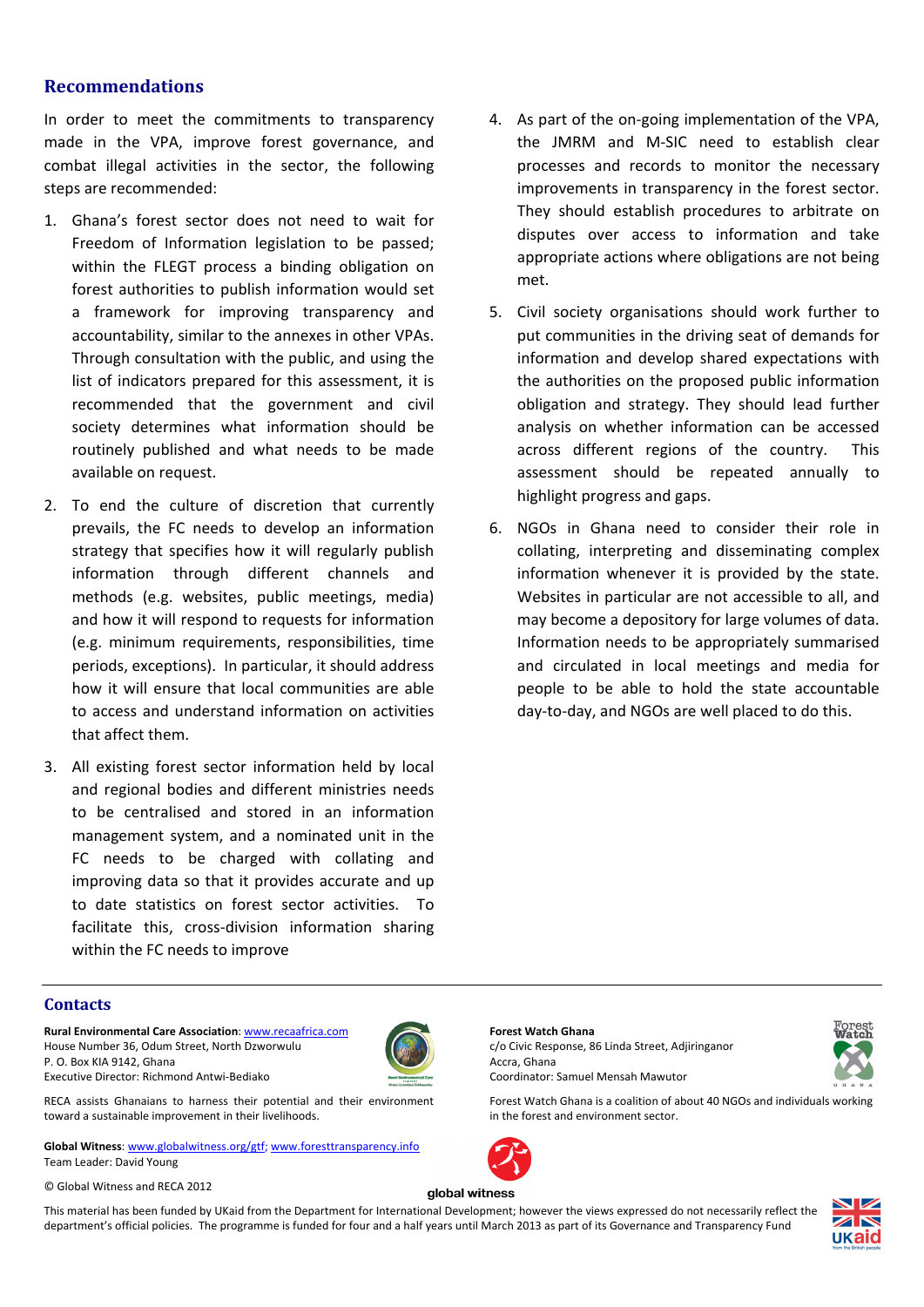## Recommendations

In order to meet the commitments to transparency made in the VPA, improve forest governance, and combat illegal activities in the sector, the following steps are recommended:

1. Ghana's forest sector does not need to wait for Freedom of Information legislation to be passed; within the FLEGT process a binding obligation on forest authorities to publish information would set a framework for improving transparency and accountability, similar to the annexes in other VPAs. Through consultation with the public, and using the list of indicators prepared for this assessment, it is recommended that the government and civil society determines what information should be routinely published and what needs to be made available on request.

2. To end the culture of discretion that currently prevails, the FC needs to develop an information strategy that specifies how it will regularly publish information through different channels and methods (e.g. websites, public meetings, media) and how it will respond to requests for information (e.g. minimum requirements, responsibilities, time periods, exceptions). In particular, it should address how it will ensure that local communities are able to access and understand information on activities that affect them.

3. All existing forest sector information held by local and regional bodies and different ministries needs to be centralised and stored in an information management system, and a nominated unit in the FC needs to be charged with collating and improving data so that it provides accurate and up to date statistics on forest sector activities. To facilitate this, cross-division information sharing within the FC needs to improve

4. As part of the on-going implementation of the VPA, the JMRM and M-SIC need to establish clear processes and records to monitor the necessary improvements in transparency in the forest sector. They should establish procedures to arbitrate on disputes over access to information and take appropriate actions where obligations are not being met.

5. Civil society organisations should work further to put communities in the driving seat of demands for information and develop shared expectations with the authorities on the proposed public information obligation and strategy. They should lead further analysis on whether information can be accessed across different regions of the country. This assessment should be repeated annually to highlight progress and gaps.

6. NGOs in Ghana need to consider their role in collating, interpreting and disseminating complex information whenever it is provided by the state. Websites in particular are not accessible to all, and may become a depository for large volumes of data. Information needs to be appropriately summarised and circulated in local meetings and media for people to be able to hold the state accountable day-to-day, and NGOs are well placed to do this.

## Contacts

**Rural Environmental Care Association**: www.recaafrica.com
House Number 36, Odum Street, North Dzworwulu
P. O. Box KIA 9142, Ghana
Executive Director: Richmond Antwi-Bediako

RECA assists Ghanaians to harness their potential and their environment toward a sustainable improvement in their livelihoods.

**Forest Watch Ghana**
c/o Civic Response, 86 Linda Street, Adjiringanor
Accra, Ghana
Coordinator: Samuel Mensah Mawutor

Forest Watch Ghana is a coalition of about 40 NGOs and individuals working in the forest and environment sector.

**Global Witness**: www.globalwitness.org/gtf; www.foresttransparency.info
Team Leader: David Young

© Global Witness and RECA 2012

This material has been funded by UKaid from the Department for International Development; however the views expressed do not necessarily reflect the department's official policies. The programme is funded for four and a half years until March 2013 as part of its Governance and Transparency Fund